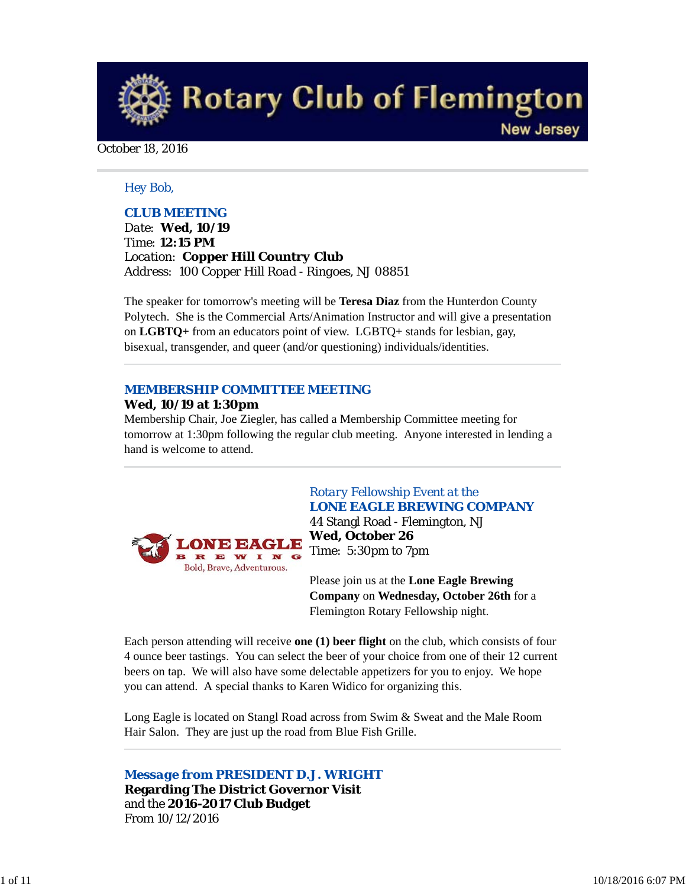# Rotary Club of Flemington

New Jersey

October 18, 2016

Hey Bob,

## CLUB MEETING

Date: **Wed, 10/19**
Time: **12:15 PM**
Location: **Copper Hill Country Club**
Address: 100 Copper Hill Road - Ringoes, NJ 08851

The speaker for tomorrow's meeting will be **Teresa Diaz** from the Hunterdon County Polytech. She is the Commercial Arts/Animation Instructor and will give a presentation on **LGBTQ+** from an educators point of view. LGBTQ+ stands for lesbian, gay, bisexual, transgender, and queer (and/or questioning) individuals/identities.

## MEMBERSHIP COMMITTEE MEETING

**Wed, 10/19 at 1:30pm**
Membership Chair, Joe Ziegler, has called a Membership Committee meeting for tomorrow at 1:30pm following the regular club meeting. Anyone interested in lending a hand is welcome to attend.

## Rotary Fellowship Event at the LONE EAGLE BREWING COMPANY

LONE EAGLE BREWING
Bold, Brave, Adventurous.

44 Stangl Road - Flemington, NJ
**Wed, October 26**
Time: 5:30pm to 7pm

Please join us at the **Lone Eagle Brewing Company** on **Wednesday, October 26th** for a Flemington Rotary Fellowship night.

Each person attending will receive **one (1) beer flight** on the club, which consists of four 4 ounce beer tastings. You can select the beer of your choice from one of their 12 current beers on tap. We will also have some delectable appetizers for you to enjoy. We hope you can attend. A special thanks to Karen Widico for organizing this.

Long Eagle is located on Stangl Road across from Swim & Sweat and the Male Room Hair Salon. They are just up the road from Blue Fish Grille.

## Message from PRESIDENT D.J. WRIGHT

**Regarding The District Governor Visit**
and the **2016-2017 Club Budget**
From 10/12/2016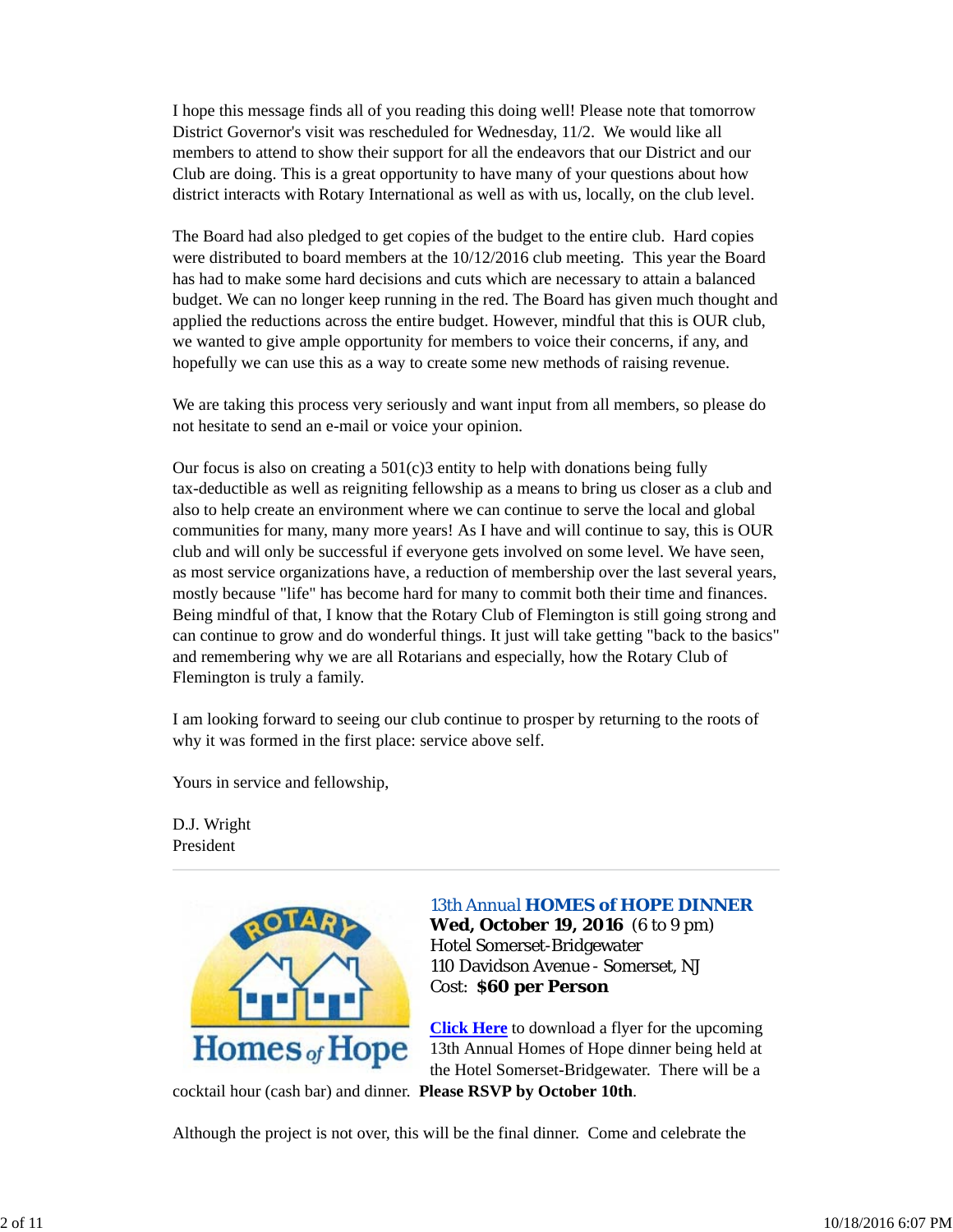I hope this message finds all of you reading this doing well! Please note that tomorrow District Governor's visit was rescheduled for Wednesday, 11/2. We would like all members to attend to show their support for all the endeavors that our District and our Club are doing. This is a great opportunity to have many of your questions about how district interacts with Rotary International as well as with us, locally, on the club level.

The Board had also pledged to get copies of the budget to the entire club. Hard copies were distributed to board members at the 10/12/2016 club meeting. This year the Board has had to make some hard decisions and cuts which are necessary to attain a balanced budget. We can no longer keep running in the red. The Board has given much thought and applied the reductions across the entire budget. However, mindful that this is OUR club, we wanted to give ample opportunity for members to voice their concerns, if any, and hopefully we can use this as a way to create some new methods of raising revenue.

We are taking this process very seriously and want input from all members, so please do not hesitate to send an e-mail or voice your opinion.

Our focus is also on creating a 501(c)3 entity to help with donations being fully tax-deductible as well as reigniting fellowship as a means to bring us closer as a club and also to help create an environment where we can continue to serve the local and global communities for many, many more years! As I have and will continue to say, this is OUR club and will only be successful if everyone gets involved on some level. We have seen, as most service organizations have, a reduction of membership over the last several years, mostly because "life" has become hard for many to commit both their time and finances. Being mindful of that, I know that the Rotary Club of Flemington is still going strong and can continue to grow and do wonderful things. It just will take getting "back to the basics" and remembering why we are all Rotarians and especially, how the Rotary Club of Flemington is truly a family.

I am looking forward to seeing our club continue to prosper by returning to the roots of why it was formed in the first place: service above self.

Yours in service and fellowship,

D.J. Wright
President

---

## 13th Annual **HOMES of HOPE DINNER**

**Wed, October 19, 2016** (6 to 9 pm)
Hotel Somerset-Bridgewater
110 Davidson Avenue - Somerset, NJ
Cost: **$60 per Person**

**Click Here** to download a flyer for the upcoming 13th Annual Homes of Hope dinner being held at the Hotel Somerset-Bridgewater. There will be a cocktail hour (cash bar) and dinner. **Please RSVP by October 10th**.

Although the project is not over, this will be the final dinner. Come and celebrate the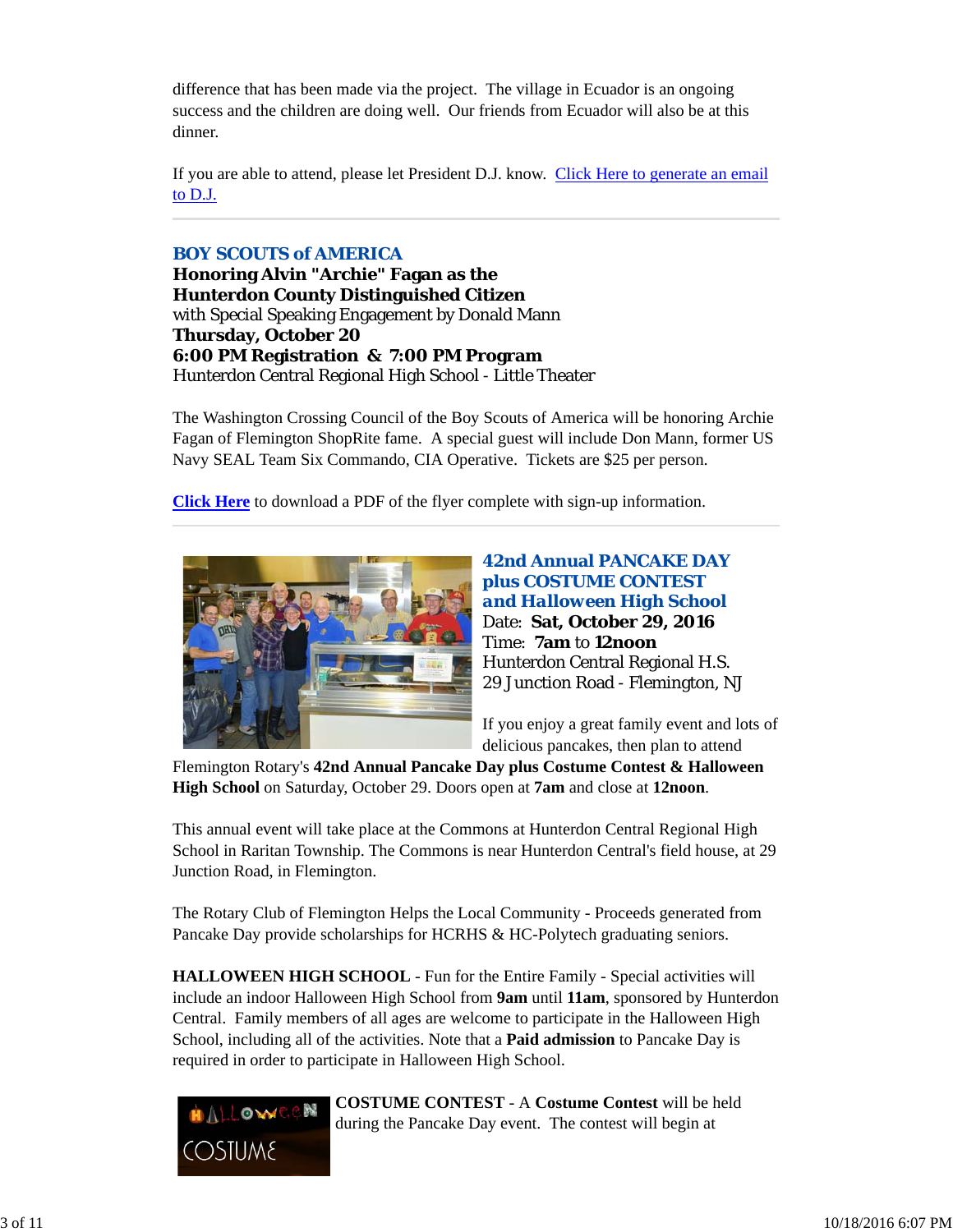difference that has been made via the project. The village in Ecuador is an ongoing success and the children are doing well. Our friends from Ecuador will also be at this dinner.

If you are able to attend, please let President D.J. know. Click Here to generate an email to D.J.

---

### BOY SCOUTS of AMERICA

**Honoring Alvin "Archie" Fagan as the Hunterdon County Distinguished Citizen**
with Special Speaking Engagement by Donald Mann
**Thursday, October 20**
**6:00 PM Registration & 7:00 PM Program**
Hunterdon Central Regional High School - Little Theater

The Washington Crossing Council of the Boy Scouts of America will be honoring Archie Fagan of Flemington ShopRite fame. A special guest will include Don Mann, former US Navy SEAL Team Six Commando, CIA Operative. Tickets are $25 per person.

**Click Here** to download a PDF of the flyer complete with sign-up information.

---

### 42nd Annual PANCAKE DAY plus COSTUME CONTEST and Halloween High School

Date: **Sat, October 29, 2016**
Time: **7am** to **12noon**
Hunterdon Central Regional H.S.
29 Junction Road - Flemington, NJ

If you enjoy a great family event and lots of delicious pancakes, then plan to attend Flemington Rotary's **42nd Annual Pancake Day plus Costume Contest & Halloween High School** on Saturday, October 29. Doors open at **7am** and close at **12noon**.

This annual event will take place at the Commons at Hunterdon Central Regional High School in Raritan Township. The Commons is near Hunterdon Central's field house, at 29 Junction Road, in Flemington.

The Rotary Club of Flemington Helps the Local Community - Proceeds generated from Pancake Day provide scholarships for HCRHS & HC-Polytech graduating seniors.

**HALLOWEEN HIGH SCHOOL** - Fun for the Entire Family - Special activities will include an indoor Halloween High School from **9am** until **11am**, sponsored by Hunterdon Central. Family members of all ages are welcome to participate in the Halloween High School, including all of the activities. Note that a **Paid admission** to Pancake Day is required in order to participate in Halloween High School.

**COSTUME CONTEST** - A **Costume Contest** will be held during the Pancake Day event. The contest will begin at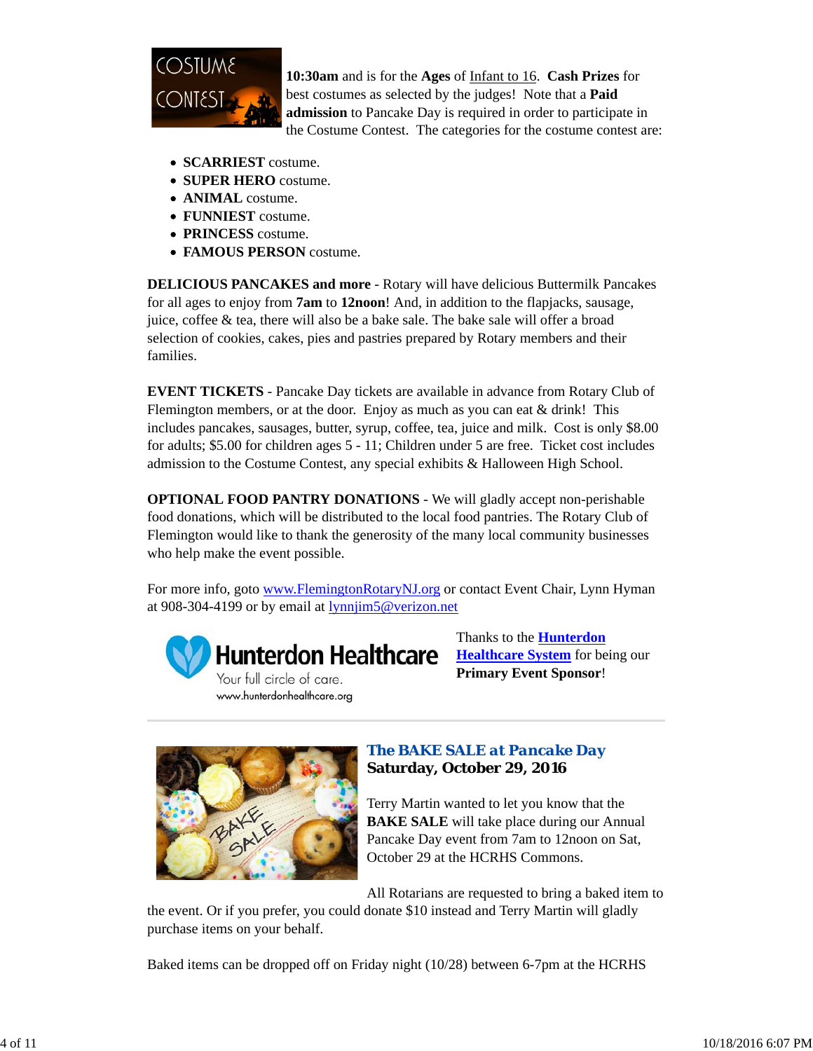**10:30am** and is for the **Ages** of Infant to 16. **Cash Prizes** for best costumes as selected by the judges! Note that a **Paid admission** to Pancake Day is required in order to participate in the Costume Contest. The categories for the costume contest are:

- **SCARRIEST** costume.
- **SUPER HERO** costume.
- **ANIMAL** costume.
- **FUNNIEST** costume.
- **PRINCESS** costume.
- **FAMOUS PERSON** costume.

**DELICIOUS PANCAKES and more** - Rotary will have delicious Buttermilk Pancakes for all ages to enjoy from **7am** to **12noon**! And, in addition to the flapjacks, sausage, juice, coffee & tea, there will also be a bake sale. The bake sale will offer a broad selection of cookies, cakes, pies and pastries prepared by Rotary members and their families.

**EVENT TICKETS** - Pancake Day tickets are available in advance from Rotary Club of Flemington members, or at the door. Enjoy as much as you can eat & drink! This includes pancakes, sausages, butter, syrup, coffee, tea, juice and milk. Cost is only $8.00 for adults; $5.00 for children ages 5 - 11; Children under 5 are free. Ticket cost includes admission to the Costume Contest, any special exhibits & Halloween High School.

**OPTIONAL FOOD PANTRY DONATIONS** - We will gladly accept non-perishable food donations, which will be distributed to the local food pantries. The Rotary Club of Flemington would like to thank the generosity of the many local community businesses who help make the event possible.

For more info, goto www.FlemingtonRotaryNJ.org or contact Event Chair, Lynn Hyman at 908-304-4199 or by email at lynnjim5@verizon.net

Thanks to the **Hunterdon Healthcare System** for being our **Primary Event Sponsor**!

---

## *The BAKE SALE at Pancake Day*
**Saturday, October 29, 2016**

Terry Martin wanted to let you know that the **BAKE SALE** will take place during our Annual Pancake Day event from 7am to 12noon on Sat, October 29 at the HCRHS Commons.

All Rotarians are requested to bring a baked item to the event. Or if you prefer, you could donate $10 instead and Terry Martin will gladly purchase items on your behalf.

Baked items can be dropped off on Friday night (10/28) between 6-7pm at the HCRHS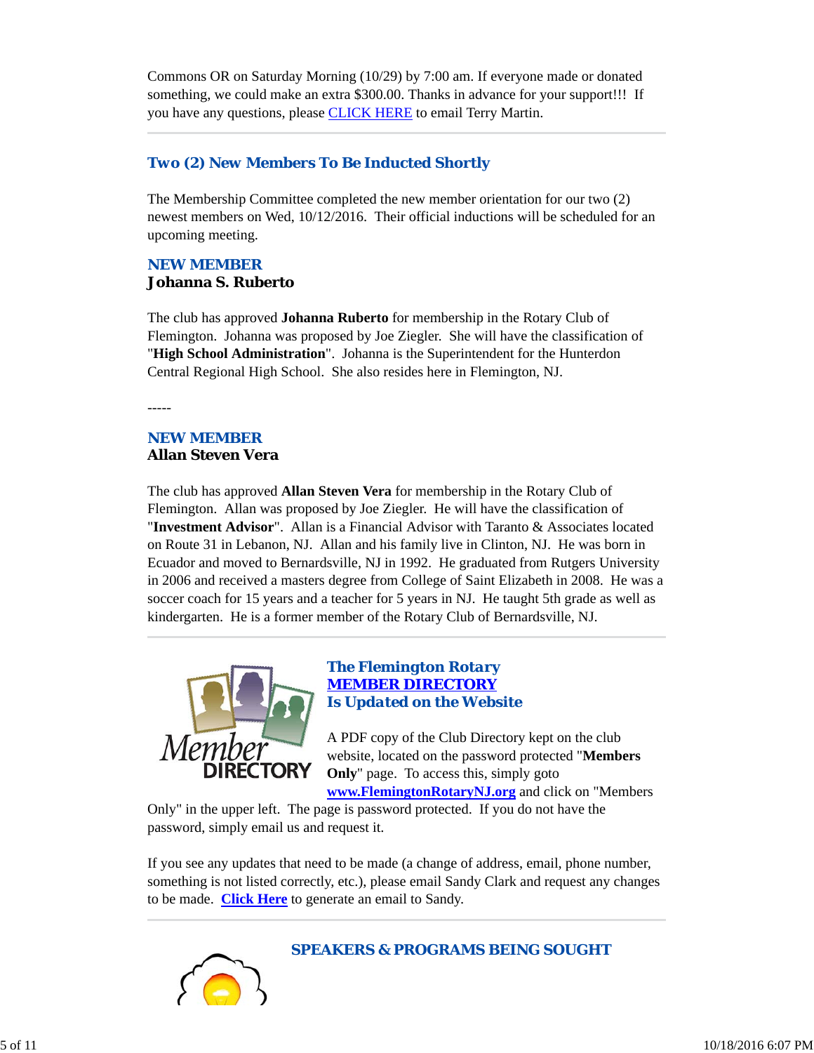Commons OR on Saturday Morning (10/29) by 7:00 am. If everyone made or donated something, we could make an extra $300.00. Thanks in advance for your support!!! If you have any questions, please CLICK HERE to email Terry Martin.

## Two (2) New Members To Be Inducted Shortly

The Membership Committee completed the new member orientation for our two (2) newest members on Wed, 10/12/2016. Their official inductions will be scheduled for an upcoming meeting.

### NEW MEMBER
**Johanna S. Ruberto**

The club has approved **Johanna Ruberto** for membership in the Rotary Club of Flemington. Johanna was proposed by Joe Ziegler. She will have the classification of "**High School Administration**". Johanna is the Superintendent for the Hunterdon Central Regional High School. She also resides here in Flemington, NJ.

-----

### NEW MEMBER
**Allan Steven Vera**

The club has approved **Allan Steven Vera** for membership in the Rotary Club of Flemington. Allan was proposed by Joe Ziegler. He will have the classification of "**Investment Advisor**". Allan is a Financial Advisor with Taranto & Associates located on Route 31 in Lebanon, NJ. Allan and his family live in Clinton, NJ. He was born in Ecuador and moved to Bernardsville, NJ in 1992. He graduated from Rutgers University in 2006 and received a masters degree from College of Saint Elizabeth in 2008. He was a soccer coach for 15 years and a teacher for 5 years in NJ. He taught 5th grade as well as kindergarten. He is a former member of the Rotary Club of Bernardsville, NJ.

## The Flemington Rotary MEMBER DIRECTORY Is Updated on the Website

A PDF copy of the Club Directory kept on the club website, located on the password protected "**Members Only**" page. To access this, simply goto **www.FlemingtonRotaryNJ.org** and click on "Members Only" in the upper left. The page is password protected. If you do not have the password, simply email us and request it.

If you see any updates that need to be made (a change of address, email, phone number, something is not listed correctly, etc.), please email Sandy Clark and request any changes to be made. **Click Here** to generate an email to Sandy.

## SPEAKERS & PROGRAMS BEING SOUGHT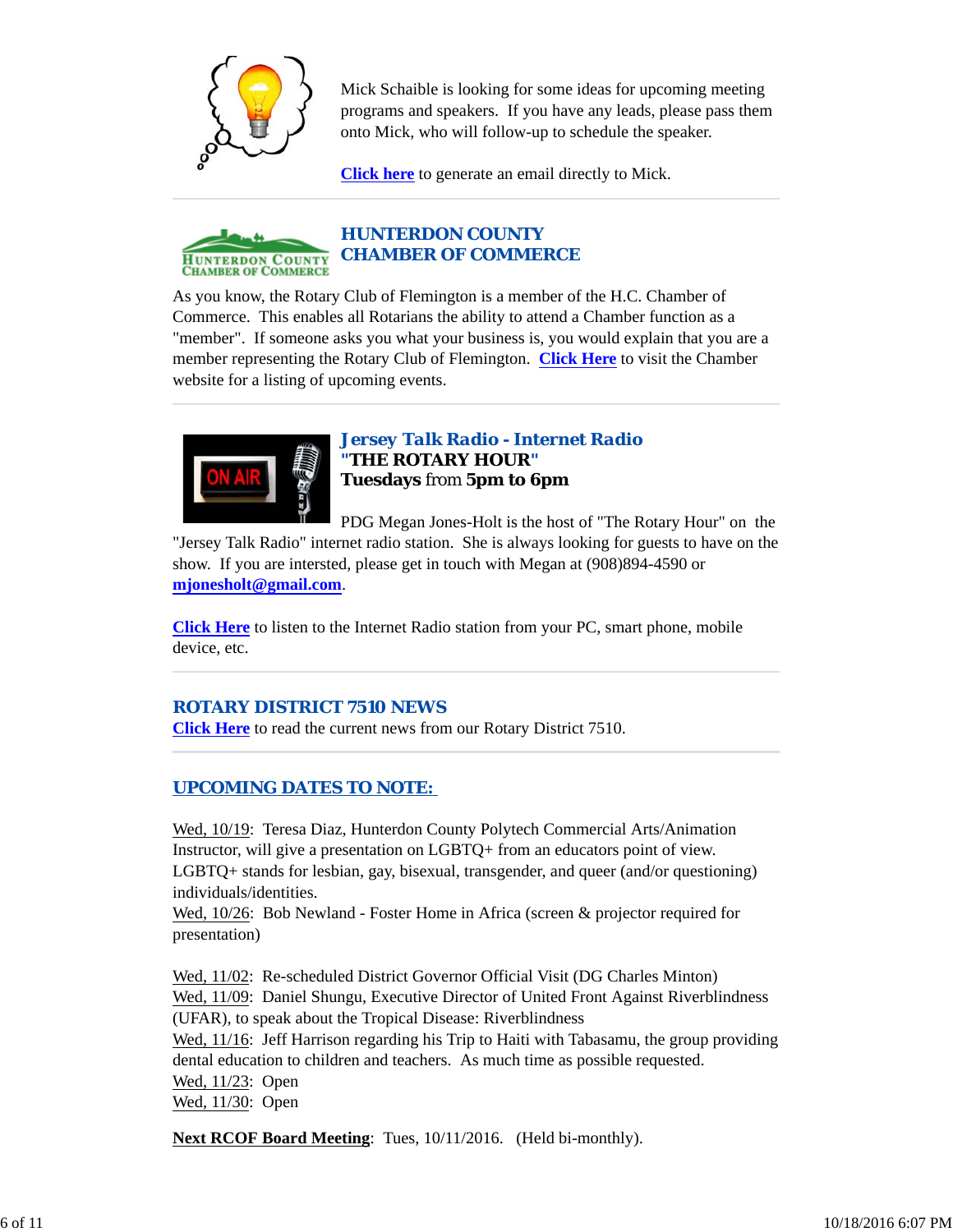Mick Schaible is looking for some ideas for upcoming meeting programs and speakers. If you have any leads, please pass them onto Mick, who will follow-up to schedule the speaker.

**Click here** to generate an email directly to Mick.

---

## HUNTERDON COUNTY CHAMBER OF COMMERCE

As you know, the Rotary Club of Flemington is a member of the H.C. Chamber of Commerce. This enables all Rotarians the ability to attend a Chamber function as a "member". If someone asks you what your business is, you would explain that you are a member representing the Rotary Club of Flemington. **Click Here** to visit the Chamber website for a listing of upcoming events.

---

## Jersey Talk Radio - Internet Radio

**"THE ROTARY HOUR"**
**Tuesdays from 5pm to 6pm**

PDG Megan Jones-Holt is the host of "The Rotary Hour" on the "Jersey Talk Radio" internet radio station. She is always looking for guests to have on the show. If you are intersted, please get in touch with Megan at (908)894-4590 or **mjonesholt@gmail.com**.

**Click Here** to listen to the Internet Radio station from your PC, smart phone, mobile device, etc.

---

## ROTARY DISTRICT 7510 NEWS

**Click Here** to read the current news from our Rotary District 7510.

---

## UPCOMING DATES TO NOTE:

Wed, 10/19: Teresa Diaz, Hunterdon County Polytech Commercial Arts/Animation Instructor, will give a presentation on LGBTQ+ from an educators point of view. LGBTQ+ stands for lesbian, gay, bisexual, transgender, and queer (and/or questioning) individuals/identities.
Wed, 10/26: Bob Newland - Foster Home in Africa (screen & projector required for presentation)

Wed, 11/02: Re-scheduled District Governor Official Visit (DG Charles Minton)
Wed, 11/09: Daniel Shungu, Executive Director of United Front Against Riverblindness (UFAR), to speak about the Tropical Disease: Riverblindness
Wed, 11/16: Jeff Harrison regarding his Trip to Haiti with Tabasamu, the group providing dental education to children and teachers. As much time as possible requested.
Wed, 11/23: Open
Wed, 11/30: Open

**Next RCOF Board Meeting**: Tues, 10/11/2016. (Held bi-monthly).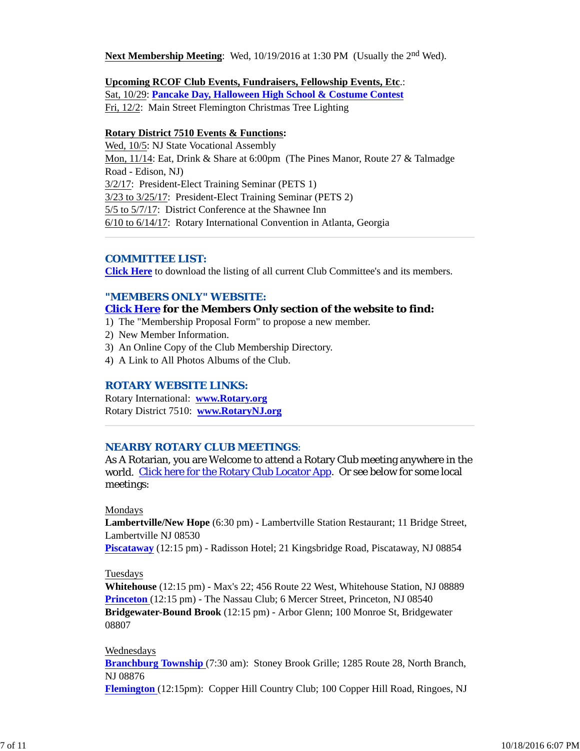**Next Membership Meeting**: Wed, 10/19/2016 at 1:30 PM (Usually the 2nd Wed).

**Upcoming RCOF Club Events, Fundraisers, Fellowship Events, Etc**.:
Sat, 10/29: **Pancake Day, Halloween High School & Costume Contest**
Fri, 12/2: Main Street Flemington Christmas Tree Lighting

**Rotary District 7510 Events & Functions:**
Wed, 10/5: NJ State Vocational Assembly
Mon, 11/14: Eat, Drink & Share at 6:00pm (The Pines Manor, Route 27 & Talmadge Road - Edison, NJ)
3/2/17: President-Elect Training Seminar (PETS 1)
3/23 to 3/25/17: President-Elect Training Seminar (PETS 2)
5/5 to 5/7/17: District Conference at the Shawnee Inn
6/10 to 6/14/17: Rotary International Convention in Atlanta, Georgia

---

## COMMITTEE LIST:

**Click Here** to download the listing of all current Club Committee's and its members.

## "MEMBERS ONLY" WEBSITE:

**Click Here for the Members Only section of the website to find:**

1) The "Membership Proposal Form" to propose a new member.
2) New Member Information.
3) An Online Copy of the Club Membership Directory.
4) A Link to All Photos Albums of the Club.

## ROTARY WEBSITE LINKS:

Rotary International: **www.Rotary.org**
Rotary District 7510: **www.RotaryNJ.org**

---

## NEARBY ROTARY CLUB MEETINGS:

As A Rotarian, you are Welcome to attend a Rotary Club meeting anywhere in the world. Click here for the Rotary Club Locator App. Or see below for some local meetings:

Mondays
**Lambertville/New Hope** (6:30 pm) - Lambertville Station Restaurant; 11 Bridge Street, Lambertville NJ 08530
**Piscataway** (12:15 pm) - Radisson Hotel; 21 Kingsbridge Road, Piscataway, NJ 08854

Tuesdays
**Whitehouse** (12:15 pm) - Max's 22; 456 Route 22 West, Whitehouse Station, NJ 08889
**Princeton** (12:15 pm) - The Nassau Club; 6 Mercer Street, Princeton, NJ 08540
**Bridgewater-Bound Brook** (12:15 pm) - Arbor Glenn; 100 Monroe St, Bridgewater 08807

Wednesdays
**Branchburg Township** (7:30 am): Stoney Brook Grille; 1285 Route 28, North Branch, NJ 08876
**Flemington** (12:15pm): Copper Hill Country Club; 100 Copper Hill Road, Ringoes, NJ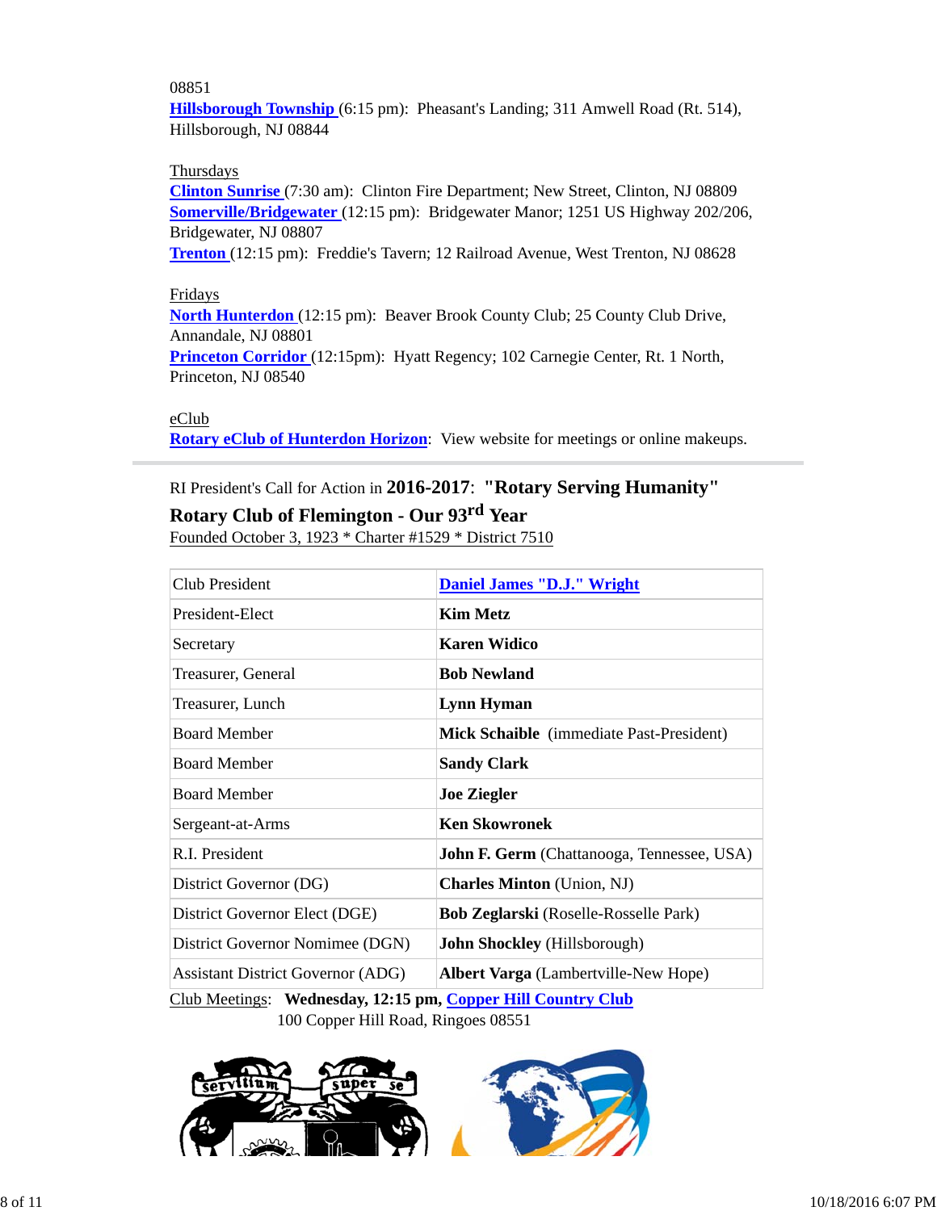08851
**Hillsborough Township** (6:15 pm): Pheasant's Landing; 311 Amwell Road (Rt. 514), Hillsborough, NJ 08844

Thursdays
**Clinton Sunrise** (7:30 am): Clinton Fire Department; New Street, Clinton, NJ 08809
**Somerville/Bridgewater** (12:15 pm): Bridgewater Manor; 1251 US Highway 202/206, Bridgewater, NJ 08807
**Trenton** (12:15 pm): Freddie's Tavern; 12 Railroad Avenue, West Trenton, NJ 08628

Fridays
**North Hunterdon** (12:15 pm): Beaver Brook County Club; 25 County Club Drive, Annandale, NJ 08801
**Princeton Corridor** (12:15pm): Hyatt Regency; 102 Carnegie Center, Rt. 1 North, Princeton, NJ 08540

eClub
**Rotary eClub of Hunterdon Horizon**: View website for meetings or online makeups.

---

RI President's Call for Action in **2016-2017**: **"Rotary Serving Humanity"**

**Rotary Club of Flemington - Our 93rd Year**

Founded October 3, 1923 * Charter #1529 * District 7510

| | |
|---|---|
| Club President | **Daniel James "D.J." Wright** |
| President-Elect | **Kim Metz** |
| Secretary | **Karen Widico** |
| Treasurer, General | **Bob Newland** |
| Treasurer, Lunch | **Lynn Hyman** |
| Board Member | **Mick Schaible** (immediate Past-President) |
| Board Member | **Sandy Clark** |
| Board Member | **Joe Ziegler** |
| Sergeant-at-Arms | **Ken Skowronek** |
| R.I. President | **John F. Germ** (Chattanooga, Tennessee, USA) |
| District Governor (DG) | **Charles Minton** (Union, NJ) |
| District Governor Elect (DGE) | **Bob Zeglarski** (Roselle-Rosselle Park) |
| District Governor Nominee (DGN) | **John Shockley** (Hillsborough) |
| Assistant District Governor (ADG) | **Albert Varga** (Lambertville-New Hope) |

Club Meetings: **Wednesday, 12:15 pm, Copper Hill Country Club**
100 Copper Hill Road, Ringoes 08551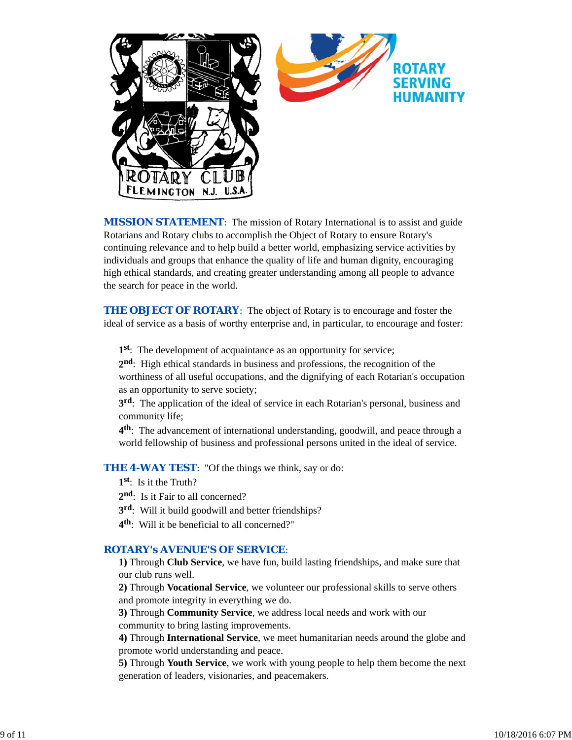**MISSION STATEMENT**: The mission of Rotary International is to assist and guide Rotarians and Rotary clubs to accomplish the Object of Rotary to ensure Rotary's continuing relevance and to help build a better world, emphasizing service activities by individuals and groups that enhance the quality of life and human dignity, encouraging high ethical standards, and creating greater understanding among all people to advance the search for peace in the world.

**THE OBJECT OF ROTARY**: The object of Rotary is to encourage and foster the ideal of service as a basis of worthy enterprise and, in particular, to encourage and foster:

**1st**: The development of acquaintance as an opportunity for service;
**2nd**: High ethical standards in business and professions, the recognition of the worthiness of all useful occupations, and the dignifying of each Rotarian's occupation as an opportunity to serve society;
**3rd**: The application of the ideal of service in each Rotarian's personal, business and community life;
**4th**: The advancement of international understanding, goodwill, and peace through a world fellowship of business and professional persons united in the ideal of service.

**THE 4-WAY TEST**: "Of the things we think, say or do:
**1st**: Is it the Truth?
**2nd**: Is it Fair to all concerned?
**3rd**: Will it build goodwill and better friendships?
**4th**: Will it be beneficial to all concerned?"

**ROTARY's AVENUE'S OF SERVICE**:
**1)** Through **Club Service**, we have fun, build lasting friendships, and make sure that our club runs well.
**2)** Through **Vocational Service**, we volunteer our professional skills to serve others and promote integrity in everything we do.
**3)** Through **Community Service**, we address local needs and work with our community to bring lasting improvements.
**4)** Through **International Service**, we meet humanitarian needs around the globe and promote world understanding and peace.
**5)** Through **Youth Service**, we work with young people to help them become the next generation of leaders, visionaries, and peacemakers.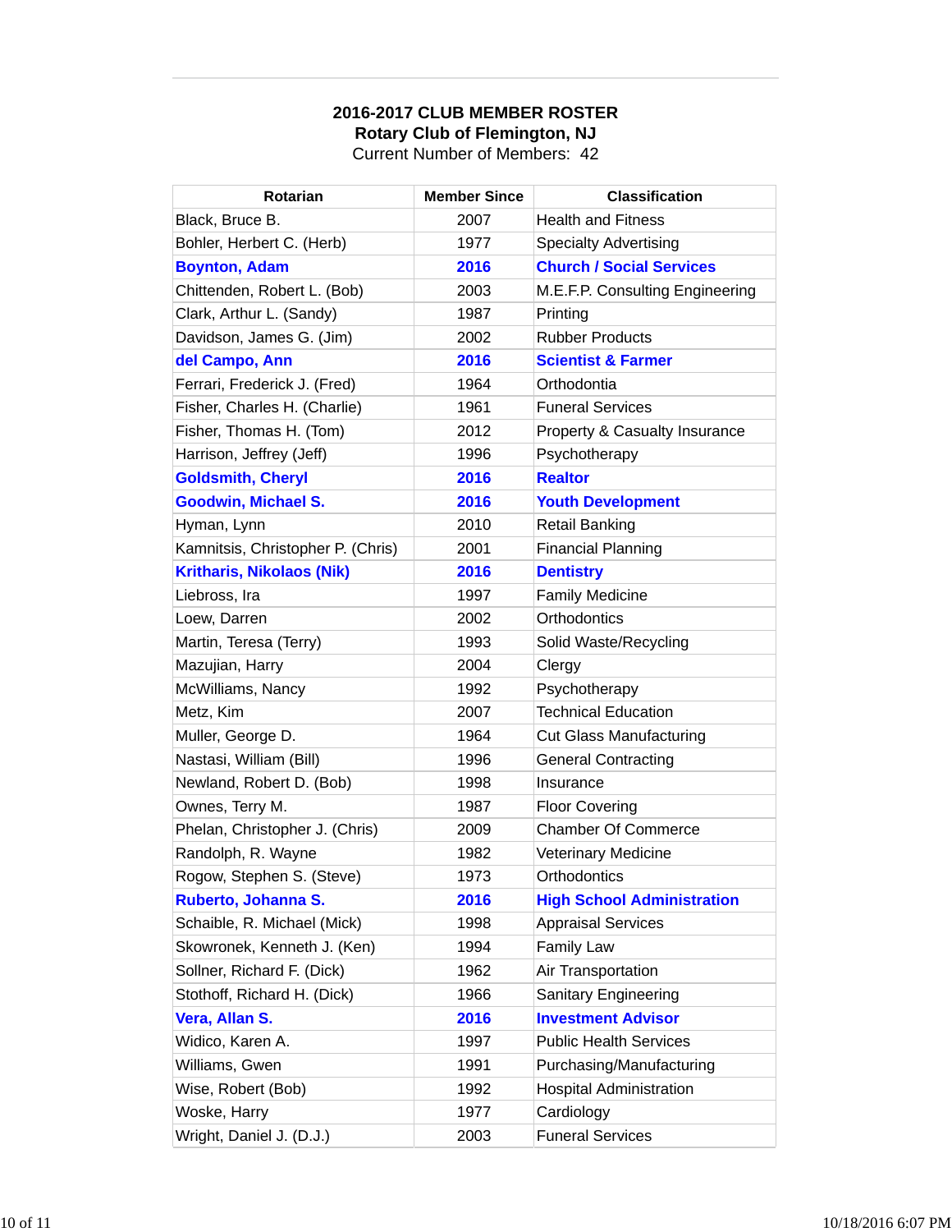**2016-2017 CLUB MEMBER ROSTER**
**Rotary Club of Flemington, NJ**
Current Number of Members: 42

| Rotarian | Member Since | Classification |
|---|---|---|
| Black, Bruce B. | 2007 | Health and Fitness |
| Bohler, Herbert C. (Herb) | 1977 | Specialty Advertising |
| **Boynton, Adam** | **2016** | **Church / Social Services** |
| Chittenden, Robert L. (Bob) | 2003 | M.E.F.P. Consulting Engineering |
| Clark, Arthur L. (Sandy) | 1987 | Printing |
| Davidson, James G. (Jim) | 2002 | Rubber Products |
| **del Campo, Ann** | **2016** | **Scientist & Farmer** |
| Ferrari, Frederick J. (Fred) | 1964 | Orthodontia |
| Fisher, Charles H. (Charlie) | 1961 | Funeral Services |
| Fisher, Thomas H. (Tom) | 2012 | Property & Casualty Insurance |
| Harrison, Jeffrey (Jeff) | 1996 | Psychotherapy |
| **Goldsmith, Cheryl** | **2016** | **Realtor** |
| **Goodwin, Michael S.** | **2016** | **Youth Development** |
| Hyman, Lynn | 2010 | Retail Banking |
| Kamnitsis, Christopher P. (Chris) | 2001 | Financial Planning |
| **Kritharis, Nikolaos (Nik)** | **2016** | **Dentistry** |
| Liebross, Ira | 1997 | Family Medicine |
| Loew, Darren | 2002 | Orthodontics |
| Martin, Teresa (Terry) | 1993 | Solid Waste/Recycling |
| Mazujian, Harry | 2004 | Clergy |
| McWilliams, Nancy | 1992 | Psychotherapy |
| Metz, Kim | 2007 | Technical Education |
| Muller, George D. | 1964 | Cut Glass Manufacturing |
| Nastasi, William (Bill) | 1996 | General Contracting |
| Newland, Robert D. (Bob) | 1998 | Insurance |
| Ownes, Terry M. | 1987 | Floor Covering |
| Phelan, Christopher J. (Chris) | 2009 | Chamber Of Commerce |
| Randolph, R. Wayne | 1982 | Veterinary Medicine |
| Rogow, Stephen S. (Steve) | 1973 | Orthodontics |
| **Ruberto, Johanna S.** | **2016** | **High School Administration** |
| Schaible, R. Michael (Mick) | 1998 | Appraisal Services |
| Skowronek, Kenneth J. (Ken) | 1994 | Family Law |
| Sollner, Richard F. (Dick) | 1962 | Air Transportation |
| Stothoff, Richard H. (Dick) | 1966 | Sanitary Engineering |
| **Vera, Allan S.** | **2016** | **Investment Advisor** |
| Widico, Karen A. | 1997 | Public Health Services |
| Williams, Gwen | 1991 | Purchasing/Manufacturing |
| Wise, Robert (Bob) | 1992 | Hospital Administration |
| Woske, Harry | 1977 | Cardiology |
| Wright, Daniel J. (D.J.) | 2003 | Funeral Services |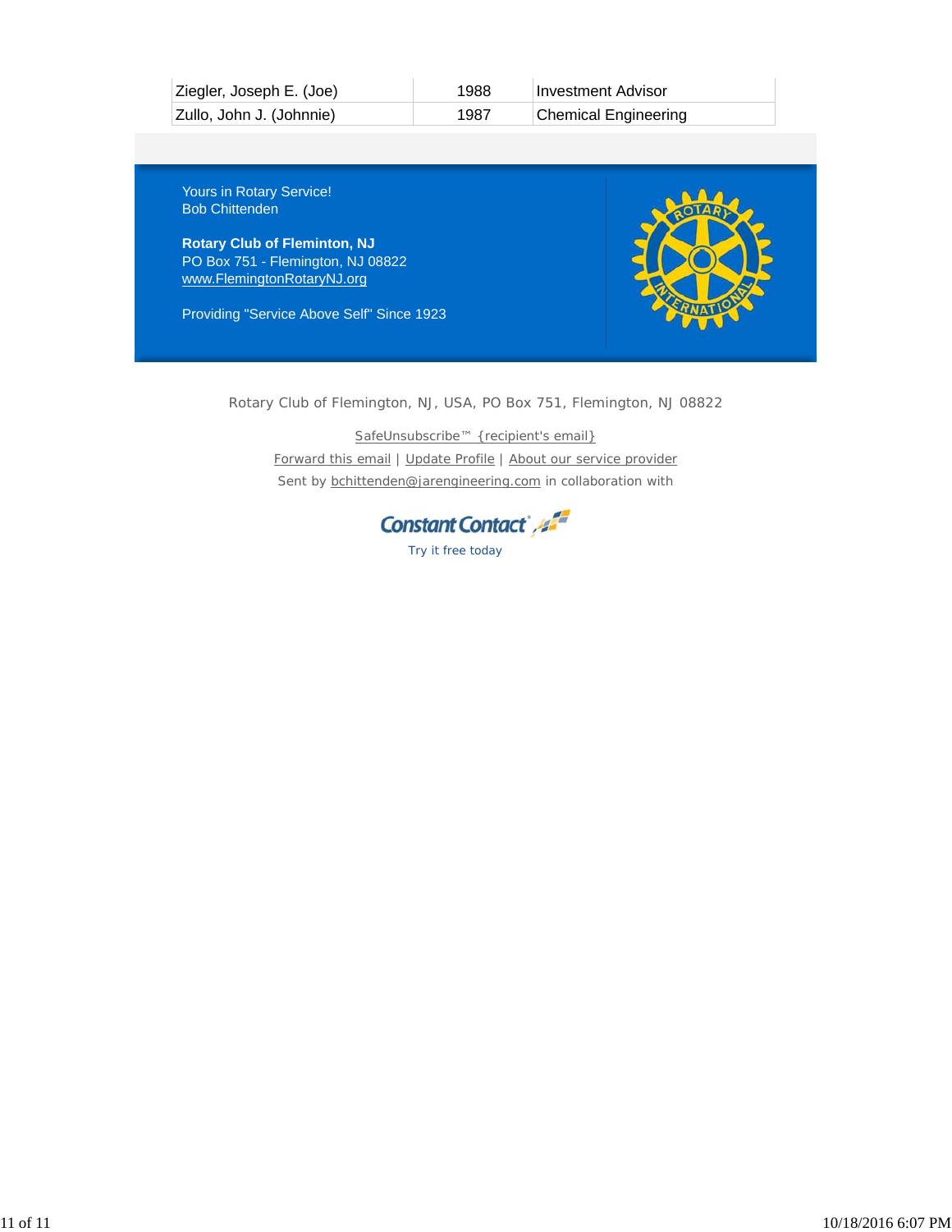| | | |
|---|---|---|
| Ziegler, Joseph E. (Joe) | 1988 | Investment Advisor |
| Zullo, John J. (Johnnie) | 1987 | Chemical Engineering |

Yours in Rotary Service!
Bob Chittenden

**Rotary Club of Fleminton, NJ**
PO Box 751 - Flemington, NJ 08822
www.FlemingtonRotaryNJ.org

Providing "Service Above Self" Since 1923

Rotary Club of Flemington, NJ, USA, PO Box 751, Flemington, NJ 08822

SafeUnsubscribe™ {recipient's email}

Forward this email | Update Profile | About our service provider

Sent by bchittenden@jarengineering.com in collaboration with

Constant Contact

Try it free today